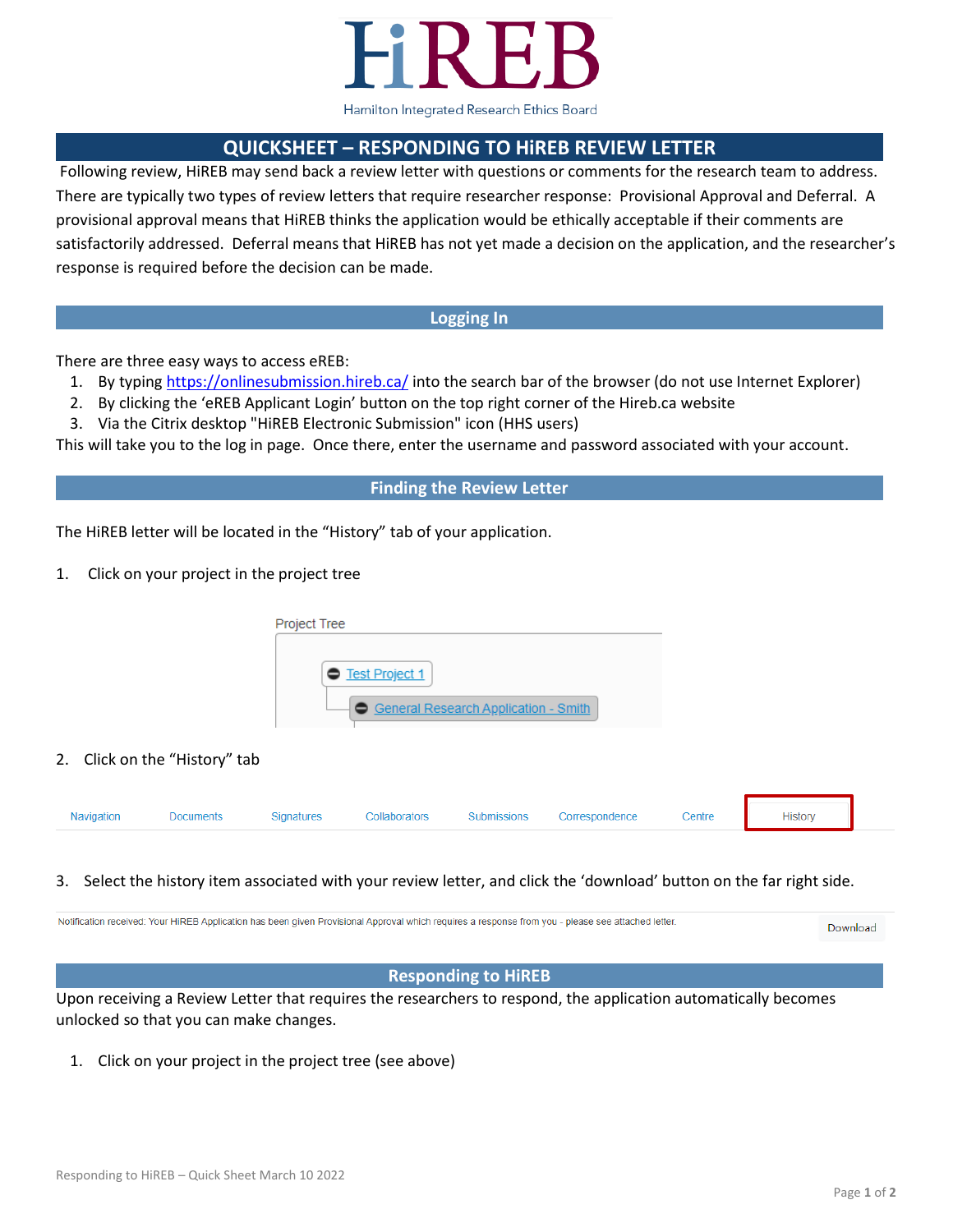# HiREB

Hamilton Integrated Research Ethics Board

## QUICKSHEET – RESPONDING TO HiREB REVIEW LETTER

Following review, HiREB may send back a review letter with questions or comments for the research team to address. There are typically two types of review letters that require researcher response: Provisional Approval and Deferral. A provisional approval means that HiREB thinks the application would be ethically acceptable if their comments are satisfactorily addressed. Deferral means that HiREB has not yet made a decision on the application, and the researcher's response is required before the decision can be made.

### Logging In

There are three easy ways to access eREB:

1. By typing https://onlinesubmission.hireb.ca/ into the search bar of the browser (do not use Internet Explorer)
2. By clicking the 'eREB Applicant Login' button on the top right corner of the Hireb.ca website
3. Via the Citrix desktop "HiREB Electronic Submission" icon (HHS users)

This will take you to the log in page. Once there, enter the username and password associated with your account.

### Finding the Review Letter

The HiREB letter will be located in the "History" tab of your application.

1. Click on your project in the project tree

Project Tree
- Test Project 1
  - General Research Application - Smith

2. Click on the "History" tab

| Navigation | Documents | Signatures | Collaborators | Submissions | Correspondence | Centre | History |
|---|---|---|---|---|---|---|---|

3. Select the history item associated with your review letter, and click the 'download' button on the far right side.

Notification received: Your HiREB Application has been given Provisional Approval which requires a response from you - please see attached letter. | Download

### Responding to HiREB

Upon receiving a Review Letter that requires the researchers to respond, the application automatically becomes unlocked so that you can make changes.

1. Click on your project in the project tree (see above)

Responding to HiREB – Quick Sheet March 10 2022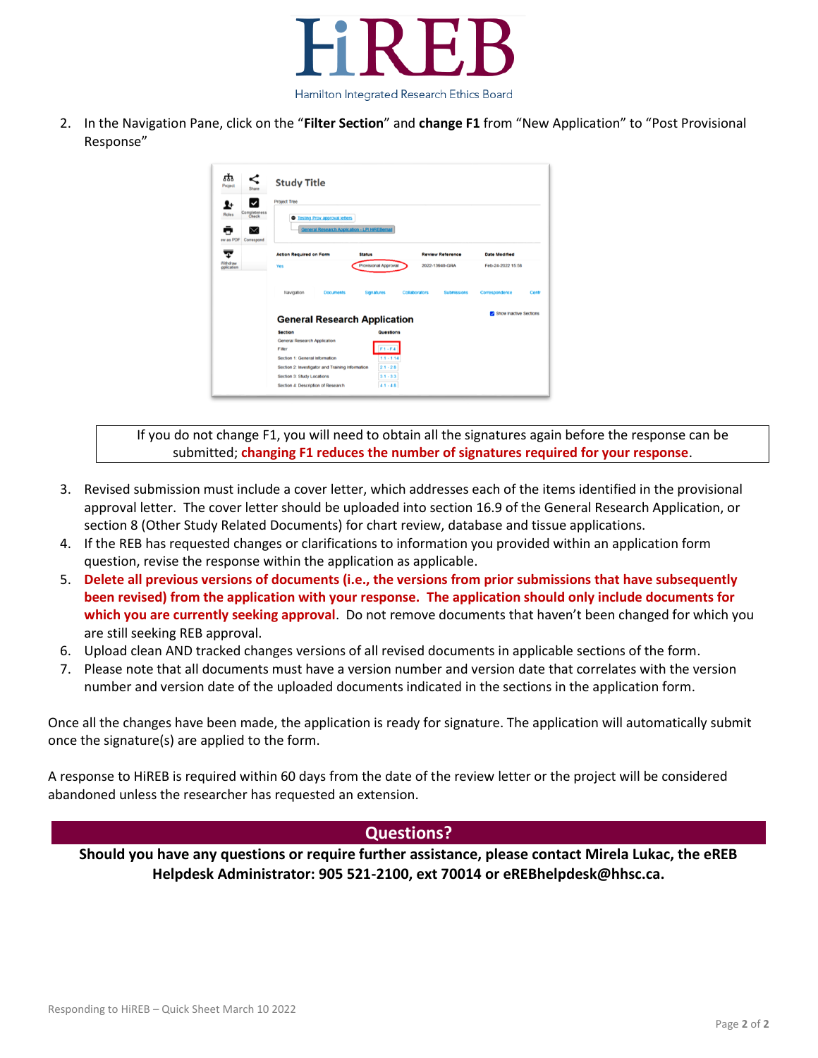2. In the Navigation Pane, click on the "**Filter Section**" and **change F1** from "New Application" to "Post Provisional Response"

| If you do not change F1, you will need to obtain all the signatures again before the response can be submitted; **changing F1 reduces the number of signatures required for your response**. |
|---|

3. Revised submission must include a cover letter, which addresses each of the items identified in the provisional approval letter. The cover letter should be uploaded into section 16.9 of the General Research Application, or section 8 (Other Study Related Documents) for chart review, database and tissue applications.
4. If the REB has requested changes or clarifications to information you provided within an application form question, revise the response within the application as applicable.
5. **Delete all previous versions of documents (i.e., the versions from prior submissions that have subsequently been revised) from the application with your response. The application should only include documents for which you are currently seeking approval**. Do not remove documents that haven't been changed for which you are still seeking REB approval.
6. Upload clean AND tracked changes versions of all revised documents in applicable sections of the form.
7. Please note that all documents must have a version number and version date that correlates with the version number and version date of the uploaded documents indicated in the sections in the application form.

Once all the changes have been made, the application is ready for signature. The application will automatically submit once the signature(s) are applied to the form.

A response to HiREB is required within 60 days from the date of the review letter or the project will be considered abandoned unless the researcher has requested an extension.

## Questions?

**Should you have any questions or require further assistance, please contact Mirela Lukac, the eREB Helpdesk Administrator: 905 521-2100, ext 70014 or eREBhelpdesk@hhsc.ca.**